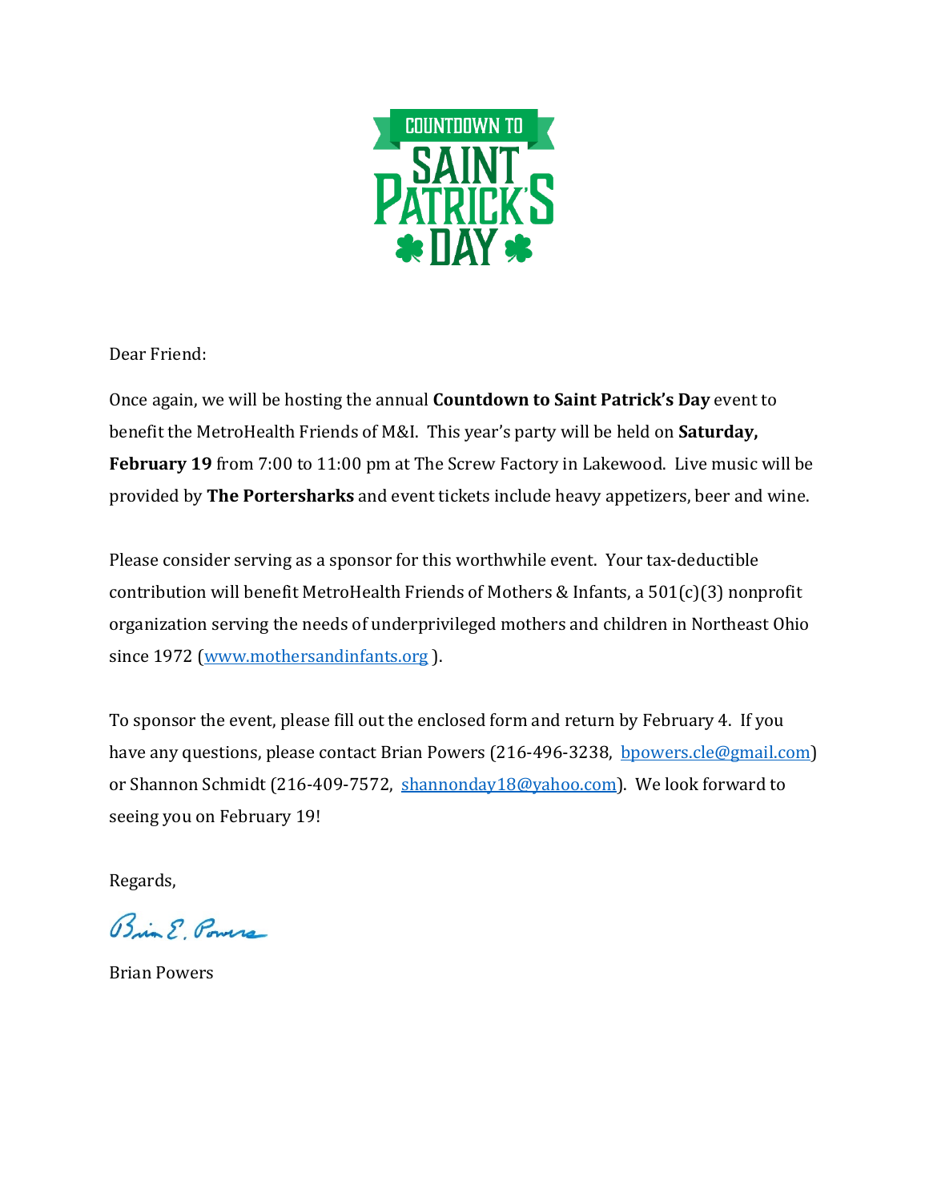# COUNTDOWN TO SAINT PATRICK'S DAY

Dear Friend:

Once again, we will be hosting the annual **Countdown to Saint Patrick's Day** event to benefit the MetroHealth Friends of M&I. This year's party will be held on **Saturday, February 19** from 7:00 to 11:00 pm at The Screw Factory in Lakewood. Live music will be provided by **The Portersharks** and event tickets include heavy appetizers, beer and wine.

Please consider serving as a sponsor for this worthwhile event. Your tax-deductible contribution will benefit MetroHealth Friends of Mothers & Infants, a 501(c)(3) nonprofit organization serving the needs of underprivileged mothers and children in Northeast Ohio since 1972 (www.mothersandinfants.org ).

To sponsor the event, please fill out the enclosed form and return by February 4. If you have any questions, please contact Brian Powers (216-496-3238, bpowers.cle@gmail.com) or Shannon Schmidt (216-409-7572, shannonday18@yahoo.com). We look forward to seeing you on February 19!

Regards,

*Brian E. Powers*

Brian Powers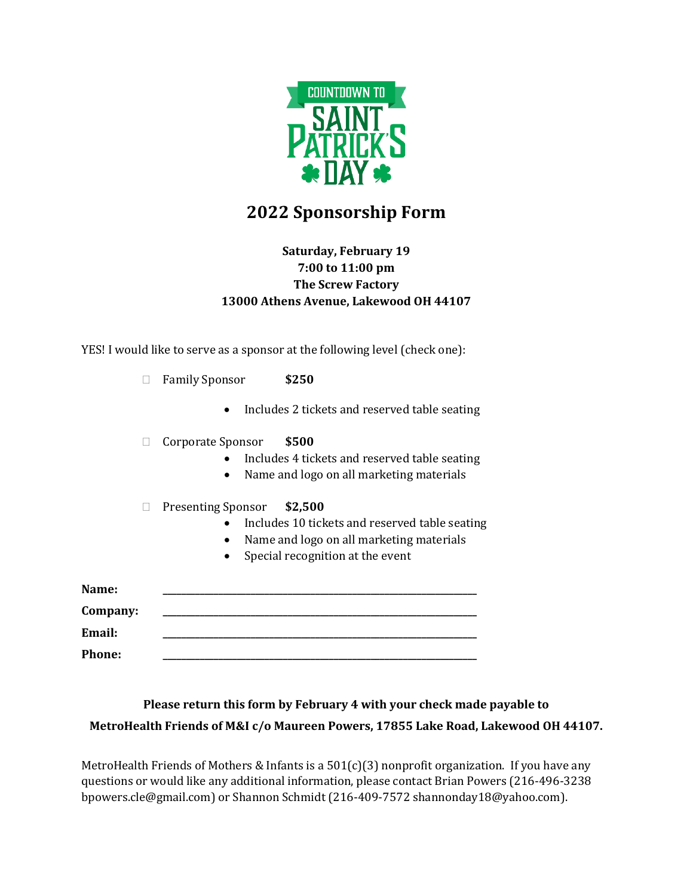COUNTDOWN TO SAINT PATRICK'S DAY

# 2022 Sponsorship Form

**Saturday, February 19**
**7:00 to 11:00 pm**
**The Screw Factory**
**13000 Athens Avenue, Lakewood OH 44107**

YES! I would like to serve as a sponsor at the following level (check one):

- ☐ Family Sponsor **$250**
  - Includes 2 tickets and reserved table seating
- ☐ Corporate Sponsor **$500**
  - Includes 4 tickets and reserved table seating
  - Name and logo on all marketing materials
- ☐ Presenting Sponsor **$2,500**
  - Includes 10 tickets and reserved table seating
  - Name and logo on all marketing materials
  - Special recognition at the event

**Name:** ______________________________________________

**Company:** ______________________________________________

**Email:** ______________________________________________

**Phone:** ______________________________________________

**Please return this form by February 4 with your check made payable to**
**MetroHealth Friends of M&I c/o Maureen Powers, 17855 Lake Road, Lakewood OH 44107.**

MetroHealth Friends of Mothers & Infants is a 501(c)(3) nonprofit organization. If you have any questions or would like any additional information, please contact Brian Powers (216-496-3238 bpowers.cle@gmail.com) or Shannon Schmidt (216-409-7572 shannonday18@yahoo.com).